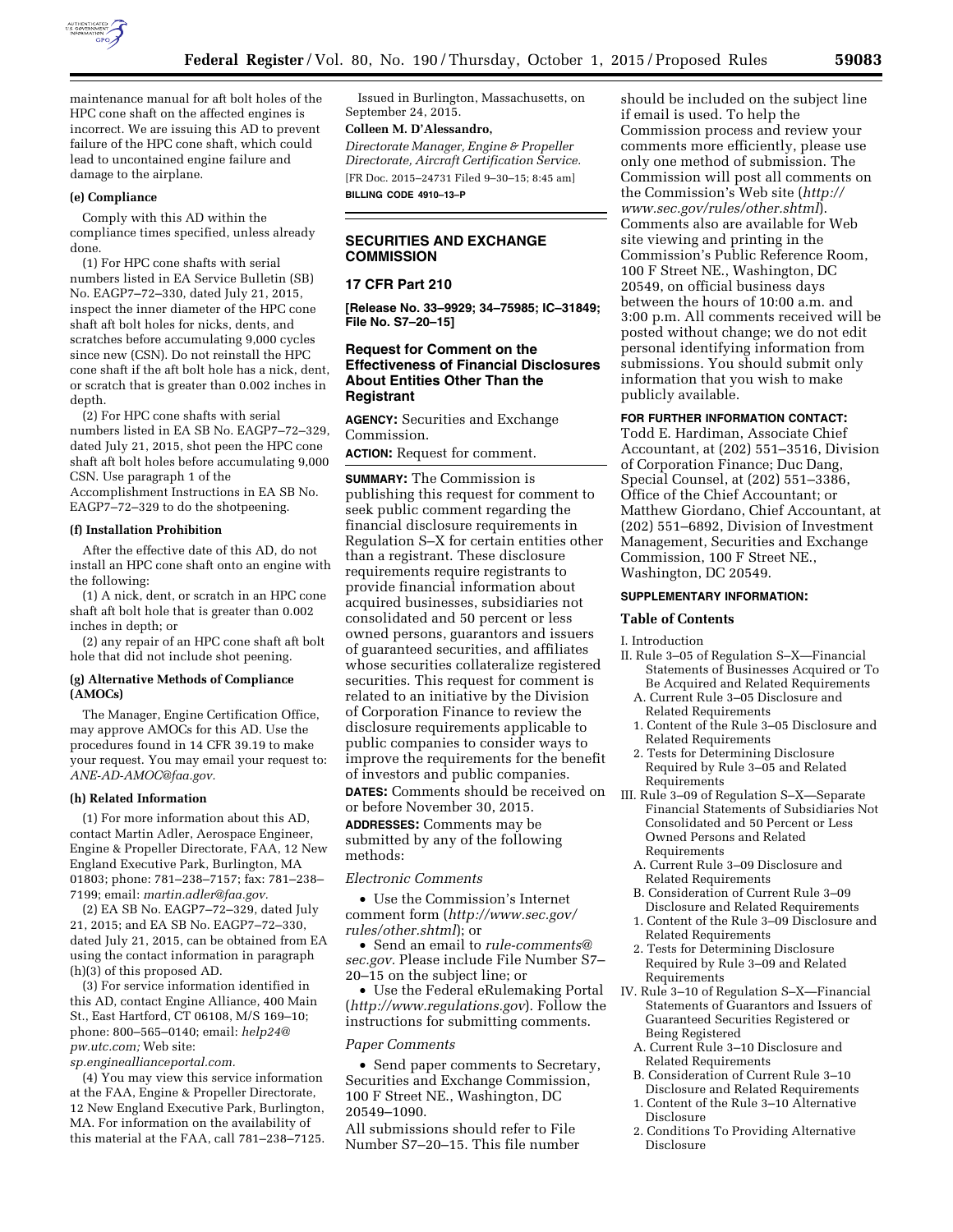maintenance manual for aft bolt holes of the HPC cone shaft on the affected engines is incorrect. We are issuing this AD to prevent failure of the HPC cone shaft, which could lead to uncontained engine failure and damage to the airplane.

**(e) Compliance**

Comply with this AD within the compliance times specified, unless already done.

(1) For HPC cone shafts with serial numbers listed in EA Service Bulletin (SB) No. EAGP7–72–330, dated July 21, 2015, inspect the inner diameter of the HPC cone shaft aft bolt holes for nicks, dents, and scratches before accumulating 9,000 cycles since new (CSN). Do not reinstall the HPC cone shaft if the aft bolt hole has a nick, dent, or scratch that is greater than 0.002 inches in depth.

(2) For HPC cone shafts with serial numbers listed in EA SB No. EAGP7–72–329, dated July 21, 2015, shot peen the HPC cone shaft aft bolt holes before accumulating 9,000 CSN. Use paragraph 1 of the Accomplishment Instructions in EA SB No. EAGP7–72–329 to do the shotpeening.

**(f) Installation Prohibition**

After the effective date of this AD, do not install an HPC cone shaft onto an engine with the following:

(1) A nick, dent, or scratch in an HPC cone shaft aft bolt hole that is greater than 0.002 inches in depth; or

(2) any repair of an HPC cone shaft aft bolt hole that did not include shot peening.

**(g) Alternative Methods of Compliance (AMOCs)**

The Manager, Engine Certification Office, may approve AMOCs for this AD. Use the procedures found in 14 CFR 39.19 to make your request. You may email your request to: *ANE-AD-AMOC@faa.gov.*

**(h) Related Information**

(1) For more information about this AD, contact Martin Adler, Aerospace Engineer, Engine & Propeller Directorate, FAA, 12 New England Executive Park, Burlington, MA 01803; phone: 781–238–7157; fax: 781–238–7199; email: *martin.adler@faa.gov.*

(2) EA SB No. EAGP7–72–329, dated July 21, 2015; and EA SB No. EAGP7–72–330, dated July 21, 2015, can be obtained from EA using the contact information in paragraph (h)(3) of this proposed AD.

(3) For service information identified in this AD, contact Engine Alliance, 400 Main St., East Hartford, CT 06108, M/S 169–10; phone: 800–565–0140; email: *help24@pw.utc.com;* Web site: *sp.engineallianceportal.com.*

(4) You may view this service information at the FAA, Engine & Propeller Directorate, 12 New England Executive Park, Burlington, MA. For information on the availability of this material at the FAA, call 781–238–7125.

Issued in Burlington, Massachusetts, on September 24, 2015.

**Colleen M. D'Alessandro,**

*Directorate Manager, Engine & Propeller Directorate, Aircraft Certification Service.*

[FR Doc. 2015–24731 Filed 9–30–15; 8:45 am]

**BILLING CODE 4910–13–P**

## SECURITIES AND EXCHANGE COMMISSION

### 17 CFR Part 210

**[Release No. 33–9929; 34–75985; IC–31849; File No. S7–20–15]**

### Request for Comment on the Effectiveness of Financial Disclosures About Entities Other Than the Registrant

**AGENCY:** Securities and Exchange Commission.

**ACTION:** Request for comment.

**SUMMARY:** The Commission is publishing this request for comment to seek public comment regarding the financial disclosure requirements in Regulation S–X for certain entities other than a registrant. These disclosure requirements require registrants to provide financial information about acquired businesses, subsidiaries not consolidated and 50 percent or less owned persons, guarantors and issuers of guaranteed securities, and affiliates whose securities collateralize registered securities. This request for comment is related to an initiative by the Division of Corporation Finance to review the disclosure requirements applicable to public companies to consider ways to improve the requirements for the benefit of investors and public companies.

**DATES:** Comments should be received on or before November 30, 2015.

**ADDRESSES:** Comments may be submitted by any of the following methods:

*Electronic Comments*

- Use the Commission's Internet comment form (*http://www.sec.gov/rules/other.shtml*); or
- Send an email to *rule-comments@sec.gov.* Please include File Number S7–20–15 on the subject line; or
- Use the Federal eRulemaking Portal (*http://www.regulations.gov*). Follow the instructions for submitting comments.

*Paper Comments*

- Send paper comments to Secretary, Securities and Exchange Commission, 100 F Street NE., Washington, DC 20549–1090.

All submissions should refer to File Number S7–20–15. This file number should be included on the subject line if email is used. To help the Commission process and review your comments more efficiently, please use only one method of submission. The Commission will post all comments on the Commission's Web site (*http://www.sec.gov/rules/other.shtml*). Comments also are available for Web site viewing and printing in the Commission's Public Reference Room, 100 F Street NE., Washington, DC 20549, on official business days between the hours of 10:00 a.m. and 3:00 p.m. All comments received will be posted without change; we do not edit personal identifying information from submissions. You should submit only information that you wish to make publicly available.

**FOR FURTHER INFORMATION CONTACT:** Todd E. Hardiman, Associate Chief Accountant, at (202) 551–3516, Division of Corporation Finance; Duc Dang, Special Counsel, at (202) 551–3386, Office of the Chief Accountant; or Matthew Giordano, Chief Accountant, at (202) 551–6892, Division of Investment Management, Securities and Exchange Commission, 100 F Street NE., Washington, DC 20549.

**SUPPLEMENTARY INFORMATION:**

#### Table of Contents

I. Introduction
II. Rule 3–05 of Regulation S–X—Financial Statements of Businesses Acquired or To Be Acquired and Related Requirements
  A. Current Rule 3–05 Disclosure and Related Requirements
  1. Content of the Rule 3–05 Disclosure and Related Requirements
  2. Tests for Determining Disclosure Required by Rule 3–05 and Related Requirements
III. Rule 3–09 of Regulation S–X—Separate Financial Statements of Subsidiaries Not Consolidated and 50 Percent or Less Owned Persons and Related Requirements
  A. Current Rule 3–09 Disclosure and Related Requirements
  B. Consideration of Current Rule 3–09 Disclosure and Related Requirements
  1. Content of the Rule 3–09 Disclosure and Related Requirements
  2. Tests for Determining Disclosure Required by Rule 3–09 and Related Requirements
IV. Rule 3–10 of Regulation S–X—Financial Statements of Guarantors and Issuers of Guaranteed Securities Registered or Being Registered
  A. Current Rule 3–10 Disclosure and Related Requirements
  B. Consideration of Current Rule 3–10 Disclosure and Related Requirements
  1. Content of the Rule 3–10 Alternative Disclosure
  2. Conditions To Providing Alternative Disclosure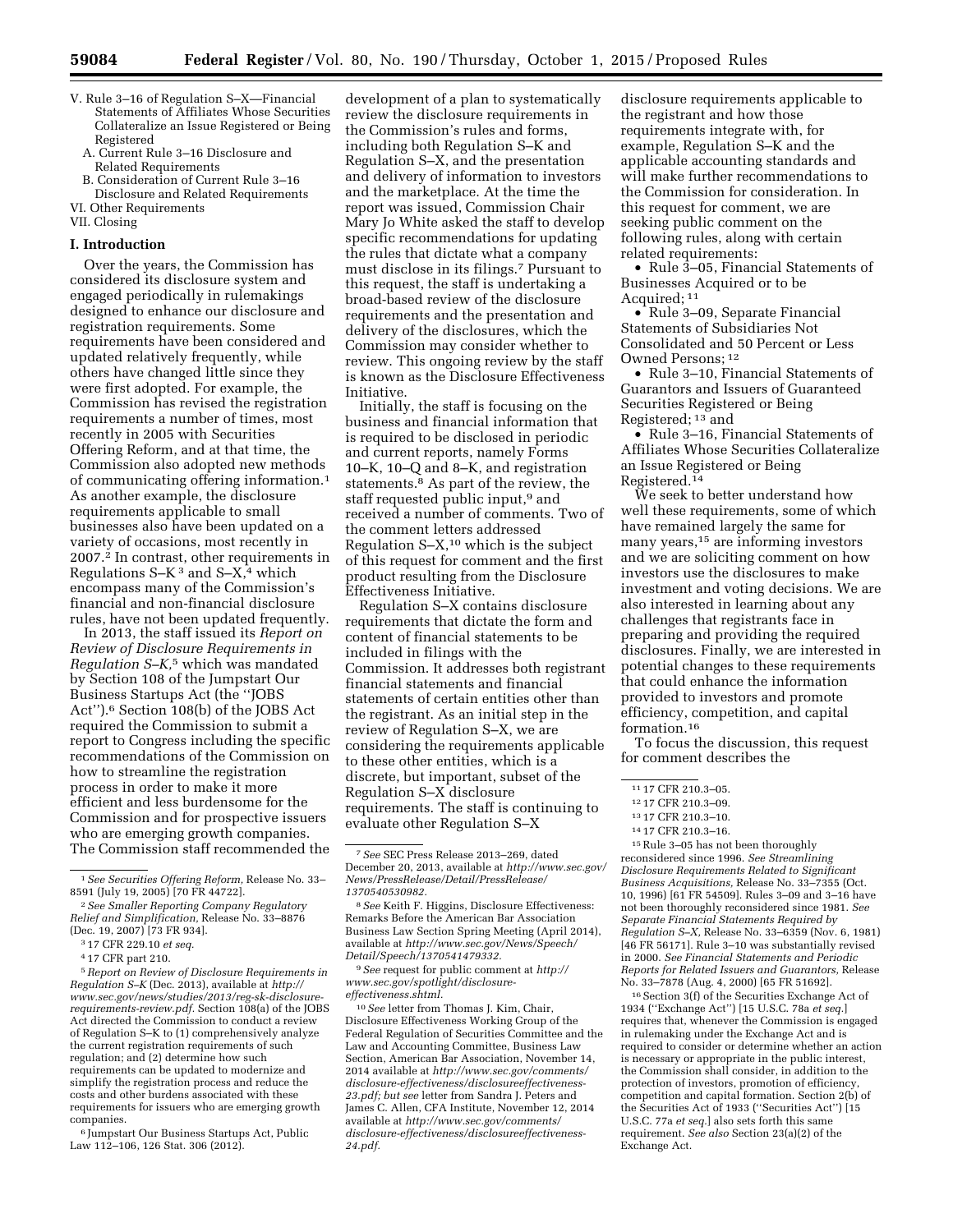- V. Rule 3–16 of Regulation S–X—Financial Statements of Affiliates Whose Securities Collateralize an Issue Registered or Being Registered
  - A. Current Rule 3–16 Disclosure and Related Requirements
  - B. Consideration of Current Rule 3–16 Disclosure and Related Requirements
- VI. Other Requirements
- VII. Closing

## I. Introduction

Over the years, the Commission has considered its disclosure system and engaged periodically in rulemakings designed to enhance our disclosure and registration requirements. Some requirements have been considered and updated relatively frequently, while others have changed little since they were first adopted. For example, the Commission has revised the registration requirements a number of times, most recently in 2005 with Securities Offering Reform, and at that time, the Commission also adopted new methods of communicating offering information.[1] As another example, the disclosure requirements applicable to small businesses also have been updated on a variety of occasions, most recently in 2007.[2] In contrast, other requirements in Regulations S–K [3] and S–X,[4] which encompass many of the Commission's financial and non-financial disclosure rules, have not been updated frequently.

In 2013, the staff issued its *Report on Review of Disclosure Requirements in Regulation S–K,*[5] which was mandated by Section 108 of the Jumpstart Our Business Startups Act (the ''JOBS Act'').[6] Section 108(b) of the JOBS Act required the Commission to submit a report to Congress including the specific recommendations of the Commission on how to streamline the registration process in order to make it more efficient and less burdensome for the Commission and for prospective issuers who are emerging growth companies. The Commission staff recommended the development of a plan to systematically review the disclosure requirements in the Commission's rules and forms, including both Regulation S–K and Regulation S–X, and the presentation and delivery of information to investors and the marketplace. At the time the report was issued, Commission Chair Mary Jo White asked the staff to develop specific recommendations for updating the rules that dictate what a company must disclose in its filings.[7] Pursuant to this request, the staff is undertaking a broad-based review of the disclosure requirements and the presentation and delivery of the disclosures, which the Commission may consider whether to review. This ongoing review by the staff is known as the Disclosure Effectiveness Initiative.

Initially, the staff is focusing on the business and financial information that is required to be disclosed in periodic and current reports, namely Forms 10–K, 10–Q and 8–K, and registration statements.[8] As part of the review, the staff requested public input,[9] and received a number of comments. Two of the comment letters addressed Regulation S–X,[10] which is the subject of this request for comment and the first product resulting from the Disclosure Effectiveness Initiative.

Regulation S–X contains disclosure requirements that dictate the form and content of financial statements to be included in filings with the Commission. It addresses both registrant financial statements and financial statements of certain entities other than the registrant. As an initial step in the review of Regulation S–X, we are considering the requirements applicable to these other entities, which is a discrete, but important, subset of the Regulation S–X disclosure requirements. The staff is continuing to evaluate other Regulation S–X disclosure requirements applicable to the registrant and how those requirements integrate with, for example, Regulation S–K and the applicable accounting standards and will make further recommendations to the Commission for consideration. In this request for comment, we are seeking public comment on the following rules, along with certain related requirements:

- Rule 3–05, Financial Statements of Businesses Acquired or to be Acquired;[11]
- Rule 3–09, Separate Financial Statements of Subsidiaries Not Consolidated and 50 Percent or Less Owned Persons;[12]
- Rule 3–10, Financial Statements of Guarantors and Issuers of Guaranteed Securities Registered or Being Registered;[13] and
- Rule 3–16, Financial Statements of Affiliates Whose Securities Collateralize an Issue Registered or Being Registered.[14]

We seek to better understand how well these requirements, some of which have remained largely the same for many years,[15] are informing investors and we are soliciting comment on how investors use the disclosures to make investment and voting decisions. We are also interested in learning about any challenges that registrants face in preparing and providing the required disclosures. Finally, we are interested in potential changes to these requirements that could enhance the information provided to investors and promote efficiency, competition, and capital formation.[16]

To focus the discussion, this request for comment describes the

---

[1] *See Securities Offering Reform,* Release No. 33–8591 (July 19, 2005) [70 FR 44722].

[2] *See Smaller Reporting Company Regulatory Relief and Simplification,* Release No. 33–8876 (Dec. 19, 2007) [73 FR 934].

[3] 17 CFR 229.10 *et seq.*

[4] 17 CFR part 210.

[5] *Report on Review of Disclosure Requirements in Regulation S–K* (Dec. 2013), available at *http://www.sec.gov/news/studies/2013/reg-sk-disclosure-requirements-review.pdf.* Section 108(a) of the JOBS Act directed the Commission to conduct a review of Regulation S–K to (1) comprehensively analyze the current registration requirements of such regulation; and (2) determine how such requirements can be updated to modernize and simplify the registration process and reduce the costs and other burdens associated with these requirements for issuers who are emerging growth companies.

[6] Jumpstart Our Business Startups Act, Public Law 112–106, 126 Stat. 306 (2012).

[7] *See* SEC Press Release 2013–269, dated December 20, 2013, available at *http://www.sec.gov/News/PressRelease/Detail/PressRelease/1370540530982.*

[8] *See* Keith F. Higgins, Disclosure Effectiveness: Remarks Before the American Bar Association Business Law Section Spring Meeting (April 2014), available at *http://www.sec.gov/News/Speech/Detail/Speech/1370541479332.*

[9] *See* request for public comment at *http://www.sec.gov/spotlight/disclosure-effectiveness.shtml.*

[10] *See* letter from Thomas J. Kim, Chair, Disclosure Effectiveness Working Group of the Federal Regulation of Securities Committee and the Law and Accounting Committee, Business Law Section, American Bar Association, November 14, 2014 available at *http://www.sec.gov/comments/disclosure-effectiveness/disclosureeffectiveness-23.pdf; but see* letter from Sandra J. Peters and James C. Allen, CFA Institute, November 12, 2014 available at *http://www.sec.gov/comments/disclosure-effectiveness/disclosureeffectiveness-24.pdf.*

[11] 17 CFR 210.3–05.

[12] 17 CFR 210.3–09.

[13] 17 CFR 210.3–10.

[14] 17 CFR 210.3–16.

[15] Rule 3–05 has not been thoroughly reconsidered since 1996. *See Streamlining Disclosure Requirements Related to Significant Business Acquisitions,* Release No. 33–7355 (Oct. 10, 1996) [61 FR 54509]. Rules 3–09 and 3–16 have not been thoroughly reconsidered since 1981. *See Separate Financial Statements Required by Regulation S–X,* Release No. 33–6359 (Nov. 6, 1981) [46 FR 56171]. Rule 3–10 was substantially revised in 2000. *See Financial Statements and Periodic Reports for Related Issuers and Guarantors,* Release No. 33–7878 (Aug. 4, 2000) [65 FR 51692].

[16] Section 3(f) of the Securities Exchange Act of 1934 (''Exchange Act'') [15 U.S.C. 78a *et seq.*] requires that, whenever the Commission is engaged in rulemaking under the Exchange Act and is required to consider or determine whether an action is necessary or appropriate in the public interest, the Commission shall consider, in addition to the protection of investors, promotion of efficiency, competition and capital formation. Section 2(b) of the Securities Act of 1933 (''Securities Act'') [15 U.S.C. 77a *et seq.*] also sets forth this same requirement. *See also* Section 23(a)(2) of the Exchange Act.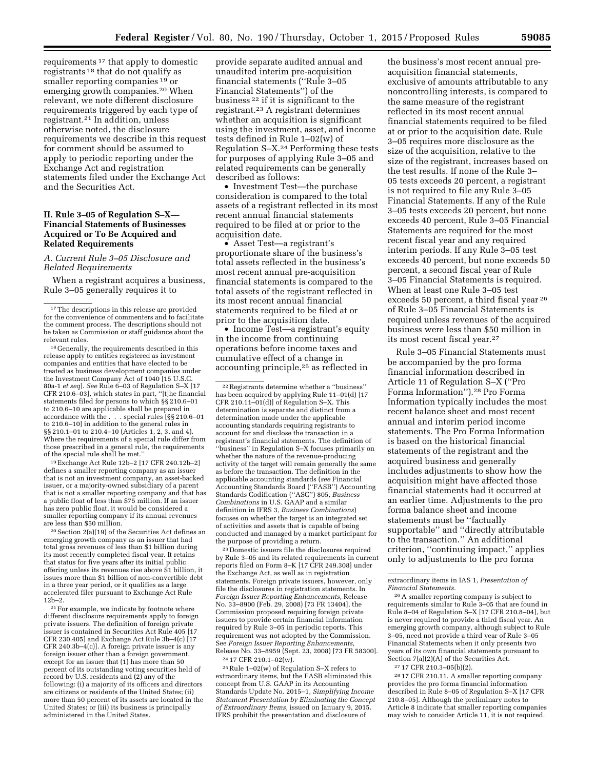requirements [17] that apply to domestic registrants [18] that do not qualify as smaller reporting companies [19] or emerging growth companies.[20] When relevant, we note different disclosure requirements triggered by each type of registrant.[21] In addition, unless otherwise noted, the disclosure requirements we describe in this request for comment should be assumed to apply to periodic reporting under the Exchange Act and registration statements filed under the Exchange Act and the Securities Act.

## II. Rule 3–05 of Regulation S–X—Financial Statements of Businesses Acquired or To Be Acquired and Related Requirements

### *A. Current Rule 3–05 Disclosure and Related Requirements*

When a registrant acquires a business, Rule 3–05 generally requires it to provide separate audited annual and unaudited interim pre-acquisition financial statements (''Rule 3–05 Financial Statements'') of the business [22] if it is significant to the registrant.[23] A registrant determines whether an acquisition is significant using the investment, asset, and income tests defined in Rule 1–02(w) of Regulation S–X.[24] Performing these tests for purposes of applying Rule 3–05 and related requirements can be generally described as follows:

- Investment Test—the purchase consideration is compared to the total assets of a registrant reflected in its most recent annual financial statements required to be filed at or prior to the acquisition date.
- Asset Test—a registrant's proportionate share of the business's total assets reflected in the business's most recent annual pre-acquisition financial statements is compared to the total assets of the registrant reflected in its most recent annual financial statements required to be filed at or prior to the acquisition date.
- Income Test—a registrant's equity in the income from continuing operations before income taxes and cumulative effect of a change in accounting principle,[25] as reflected in the business's most recent annual pre-acquisition financial statements, exclusive of amounts attributable to any noncontrolling interests, is compared to the same measure of the registrant reflected in its most recent annual financial statements required to be filed at or prior to the acquisition date. Rule 3–05 requires more disclosure as the size of the acquisition, relative to the size of the registrant, increases based on the test results. If none of the Rule 3–05 tests exceeds 20 percent, a registrant is not required to file any Rule 3–05 Financial Statements. If any of the Rule 3–05 tests exceeds 20 percent, but none exceeds 40 percent, Rule 3–05 Financial Statements are required for the most recent fiscal year and any required interim periods. If any Rule 3–05 test exceeds 40 percent, but none exceeds 50 percent, a second fiscal year of Rule 3–05 Financial Statements is required. When at least one Rule 3–05 test exceeds 50 percent, a third fiscal year [26] of Rule 3–05 Financial Statements is required unless revenues of the acquired business were less than $50 million in its most recent fiscal year.[27]

Rule 3–05 Financial Statements must be accompanied by the pro forma financial information described in Article 11 of Regulation S–X (''Pro Forma Information'').[28] Pro Forma Information typically includes the most recent balance sheet and most recent annual and interim period income statements. The Pro Forma Information is based on the historical financial statements of the registrant and the acquired business and generally includes adjustments to show how the acquisition might have affected those financial statements had it occurred at an earlier time. Adjustments to the pro forma balance sheet and income statements must be ''factually supportable'' and ''directly attributable to the transaction.'' An additional criterion, ''continuing impact,'' applies only to adjustments to the pro forma

---

[17] The descriptions in this release are provided for the convenience of commenters and to facilitate the comment process. The descriptions should not be taken as Commission or staff guidance about the relevant rules.

[18] Generally, the requirements described in this release apply to entities registered as investment companies and entities that have elected to be treated as business development companies under the Investment Company Act of 1940 [15 U.S.C. 80a-1 *et seq*]. *See* Rule 6–03 of Regulation S–X [17 CFR 210.6–03], which states in part, ''[t]he financial statements filed for persons to which §§ 210.6–01 to 210.6–10 are applicable shall be prepared in accordance with the . . . special rules [§§ 210.6–01 to 210.6–10] in addition to the general rules in §§ 210.1–01 to 210.4–10 (Articles 1, 2, 3, and 4). Where the requirements of a special rule differ from those prescribed in a general rule, the requirements of the special rule shall be met.''

[19] Exchange Act Rule 12b–2 [17 CFR 240.12b–2] defines a smaller reporting company as an issuer that is not an investment company, an asset-backed issuer, or a majority-owned subsidiary of a parent that is not a smaller reporting company and that has a public float of less than $75 million. If an issuer has zero public float, it would be considered a smaller reporting company if its annual revenues are less than $50 million.

[20] Section 2(a)(19) of the Securities Act defines an emerging growth company as an issuer that had total gross revenues of less than $1 billion during its most recently completed fiscal year. It retains that status for five years after its initial public offering unless its revenues rise above $1 billion, it issues more than $1 billion of non-convertible debt in a three year period, or it qualifies as a large accelerated filer pursuant to Exchange Act Rule 12b–2.

[21] For example, we indicate by footnote where different disclosure requirements apply to foreign private issuers. The definition of foreign private issuer is contained in Securities Act Rule 405 [17 CFR 230.405] and Exchange Act Rule 3b–4(c) [17 CFR 240.3b–4(c)]. A foreign private issuer is any foreign issuer other than a foreign government, except for an issuer that (1) has more than 50 percent of its outstanding voting securities held of record by U.S. residents and (2) any of the following: (i) a majority of its officers and directors are citizens or residents of the United States; (ii) more than 50 percent of its assets are located in the United States; or (iii) its business is principally administered in the United States.

[22] Registrants determine whether a ''business'' has been acquired by applying Rule 11–01(d) [17 CFR 210.11–01(d)] of Regulation S–X. This determination is separate and distinct from a determination made under the applicable accounting standards requiring registrants to account for and disclose the transaction in a registrant's financial statements. The definition of ''business'' in Regulation S–X focuses primarily on whether the nature of the revenue-producing activity of the target will remain generally the same as before the transaction. The definition in the applicable accounting standards (*see* Financial Accounting Standards Board (''FASB'') Accounting Standards Codification (''ASC'') 805, *Business Combinations* in U.S. GAAP and a similar definition in IFRS 3, *Business Combinations*) focuses on whether the target is an integrated set of activities and assets that is capable of being conducted and managed by a market participant for the purpose of providing a return.

[23] Domestic issuers file the disclosures required by Rule 3–05 and its related requirements in current reports filed on Form 8–K [17 CFR 249.308] under the Exchange Act, as well as in registration statements. Foreign private issuers, however, only file the disclosures in registration statements. In *Foreign Issuer Reporting Enhancements*, Release No. 33–8900 (Feb. 29, 2008) [73 FR 13404], the Commission proposed requiring foreign private issuers to provide certain financial information required by Rule 3–05 in periodic reports. This requirement was not adopted by the Commission. See *Foreign Issuer Reporting Enhancements*, Release No. 33–8959 (Sept. 23, 2008) [73 FR 58300].

[24] 17 CFR 210.1–02(w).

[25] Rule 1–02(w) of Regulation S–X refers to extraordinary items, but the FASB eliminated this concept from U.S. GAAP in its Accounting Standards Update No. 2015–1, *Simplifying Income Statement Presentation by Eliminating the Concept of Extraordinary Items,* issued on January 9, 2015. IFRS prohibit the presentation and disclosure of extraordinary items in IAS 1, *Presentation of Financial Statements.*

[26] A smaller reporting company is subject to requirements similar to Rule 3–05 that are found in Rule 8–04 of Regulation S–X [17 CFR 210.8–04], but is never required to provide a third fiscal year. An emerging growth company, although subject to Rule 3–05, need not provide a third year of Rule 3–05 Financial Statements when it only presents two years of its own financial statements pursuant to Section 7(a)(2)(A) of the Securities Act.

[27] 17 CFR 210.3–05(b)(2).

[28] 17 CFR 210.11. A smaller reporting company provides the pro forma financial information described in Rule 8–05 of Regulation S–X [17 CFR 210.8–05]. Although the preliminary notes to Article 8 indicate that smaller reporting companies may wish to consider Article 11, it is not required.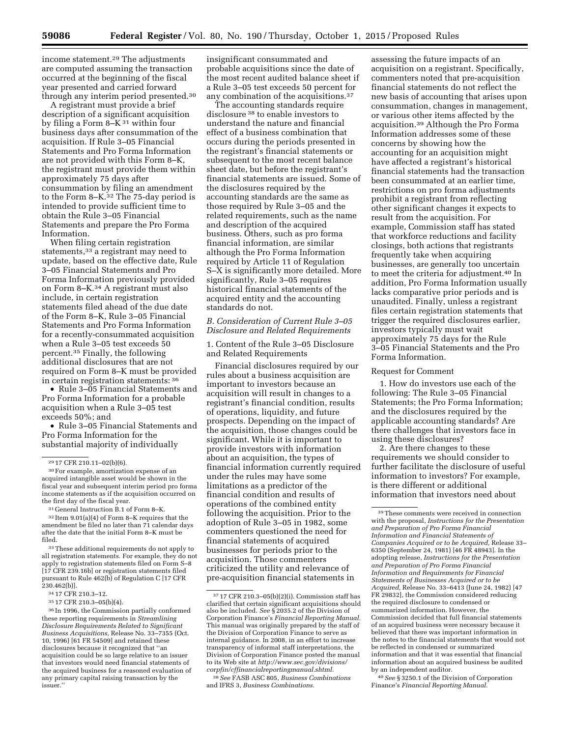income statement.[29] The adjustments are computed assuming the transaction occurred at the beginning of the fiscal year presented and carried forward through any interim period presented.[30]

A registrant must provide a brief description of a significant acquisition by filing a Form 8–K [31] within four business days after consummation of the acquisition. If Rule 3–05 Financial Statements and Pro Forma Information are not provided with this Form 8–K, the registrant must provide them within approximately 75 days after consummation by filing an amendment to the Form 8–K.[32] The 75-day period is intended to provide sufficient time to obtain the Rule 3–05 Financial Statements and prepare the Pro Forma Information.

When filing certain registration statements,[33] a registrant may need to update, based on the effective date, Rule 3–05 Financial Statements and Pro Forma Information previously provided on Form 8–K.[34] A registrant must also include, in certain registration statements filed ahead of the due date of the Form 8–K, Rule 3–05 Financial Statements and Pro Forma Information for a recently-consummated acquisition when a Rule 3–05 test exceeds 50 percent.[35] Finally, the following additional disclosures that are not required on Form 8–K must be provided in certain registration statements: [36]

- Rule 3–05 Financial Statements and Pro Forma Information for a probable acquisition when a Rule 3–05 test exceeds 50%; and
- Rule 3–05 Financial Statements and Pro Forma Information for the substantial majority of individually insignificant consummated and probable acquisitions since the date of the most recent audited balance sheet if a Rule 3–05 test exceeds 50 percent for any combination of the acquisitions.[37]

The accounting standards require disclosure [38] to enable investors to understand the nature and financial effect of a business combination that occurs during the periods presented in the registrant's financial statements or subsequent to the most recent balance sheet date, but before the registrant's financial statements are issued. Some of the disclosures required by the accounting standards are the same as those required by Rule 3–05 and the related requirements, such as the name and description of the acquired business. Others, such as pro forma financial information, are similar although the Pro Forma Information required by Article 11 of Regulation S–X is significantly more detailed. More significantly, Rule 3–05 requires historical financial statements of the acquired entity and the accounting standards do not.

### B. Consideration of Current Rule 3–05 Disclosure and Related Requirements

1. Content of the Rule 3–05 Disclosure and Related Requirements

Financial disclosures required by our rules about a business acquisition are important to investors because an acquisition will result in changes to a registrant's financial condition, results of operations, liquidity, and future prospects. Depending on the impact of the acquisition, those changes could be significant. While it is important to provide investors with information about an acquisition, the types of financial information currently required under the rules may have some limitations as a predictor of the financial condition and results of operations of the combined entity following the acquisition. Prior to the adoption of Rule 3–05 in 1982, some commenters questioned the need for financial statements of acquired businesses for periods prior to the acquisition. Those commenters criticized the utility and relevance of pre-acquisition financial statements in assessing the future impacts of an acquisition on a registrant. Specifically, commenters noted that pre-acquisition financial statements do not reflect the new basis of accounting that arises upon consummation, changes in management, or various other items affected by the acquisition.[39] Although the Pro Forma Information addresses some of these concerns by showing how the accounting for an acquisition might have affected a registrant's historical financial statements had the transaction been consummated at an earlier time, restrictions on pro forma adjustments prohibit a registrant from reflecting other significant changes it expects to result from the acquisition. For example, Commission staff has stated that workforce reductions and facility closings, both actions that registrants frequently take when acquiring businesses, are generally too uncertain to meet the criteria for adjustment.[40] In addition, Pro Forma Information usually lacks comparative prior periods and is unaudited. Finally, unless a registrant files certain registration statements that trigger the required disclosures earlier, investors typically must wait approximately 75 days for the Rule 3–05 Financial Statements and the Pro Forma Information.

Request for Comment

1. How do investors use each of the following: The Rule 3–05 Financial Statements; the Pro Forma Information; and the disclosures required by the applicable accounting standards? Are there challenges that investors face in using these disclosures?

2. Are there changes to these requirements we should consider to further facilitate the disclosure of useful information to investors? For example, is there different or additional information that investors need about

---

[29] 17 CFR 210.11–02(b)(6).

[30] For example, amortization expense of an acquired intangible asset would be shown in the fiscal year and subsequent interim period pro forma income statements as if the acquisition occurred on the first day of the fiscal year.

[31] General Instruction B.1 of Form 8–K.

[32] Item 9.01(a)(4) of Form 8–K requires that the amendment be filed no later than 71 calendar days after the date that the initial Form 8–K must be filed.

[33] These additional requirements do not apply to all registration statements. For example, they do not apply to registration statements filed on Form S–8 [17 CFR 239.16b] or registration statements filed pursuant to Rule 462(b) of Regulation C [17 CFR 230.462(b)].

[34] 17 CFR 210.3–12.

[35] 17 CFR 210.3–05(b)(4).

[36] In 1996, the Commission partially conformed these reporting requirements in *Streamlining Disclosure Requirements Related to Significant Business Acquisitions,* Release No. 33–7355 (Oct. 10, 1996) [61 FR 54509] and retained these disclosures because it recognized that ''an acquisition could be so large relative to an issuer that investors would need financial statements of the acquired business for a reasoned evaluation of any primary capital raising transaction by the issuer.''

[37] 17 CFR 210.3–05(b)(2)(i). Commission staff has clarified that certain significant acquisitions should also be included. *See* § 2035.2 of the Division of Corporation Finance's *Financial Reporting Manual.* This manual was originally prepared by the staff of the Division of Corporation Finance to serve as internal guidance. In 2008, in an effort to increase transparency of informal staff interpretations, the Division of Corporation Finance posted the manual to its Web site at *http://www.sec.gov/divisions/corpfin/cffinancialreportingmanual.shtml.*

[38] *See* FASB ASC 805, *Business Combinations* and IFRS 3, *Business Combinations.*

[39] These comments were received in connection with the proposal, *Instructions for the Presentation and Preparation of Pro Forma Financial Information and Financial Statements of Companies Acquired or to be Acquired,* Release 33–6350 (September 24, 1981) [46 FR 48943]. In the adopting release, *Instructions for the Presentation and Preparation of Pro Forma Financial Information and Requirements for Financial Statements of Businesses Acquired or to be Acquired,* Release No. 33–6413 (June 24, 1982) [47 FR 29832], the Commission considered reducing the required disclosure to condensed or summarized information. However, the Commission decided that full financial statements of an acquired business were necessary because it believed that there was important information in the notes to the financial statements that would not be reflected in condensed or summarized information and that it was essential that financial information about an acquired business be audited by an independent auditor.

[40] *See* § 3250.1 of the Division of Corporation Finance's *Financial Reporting Manual.*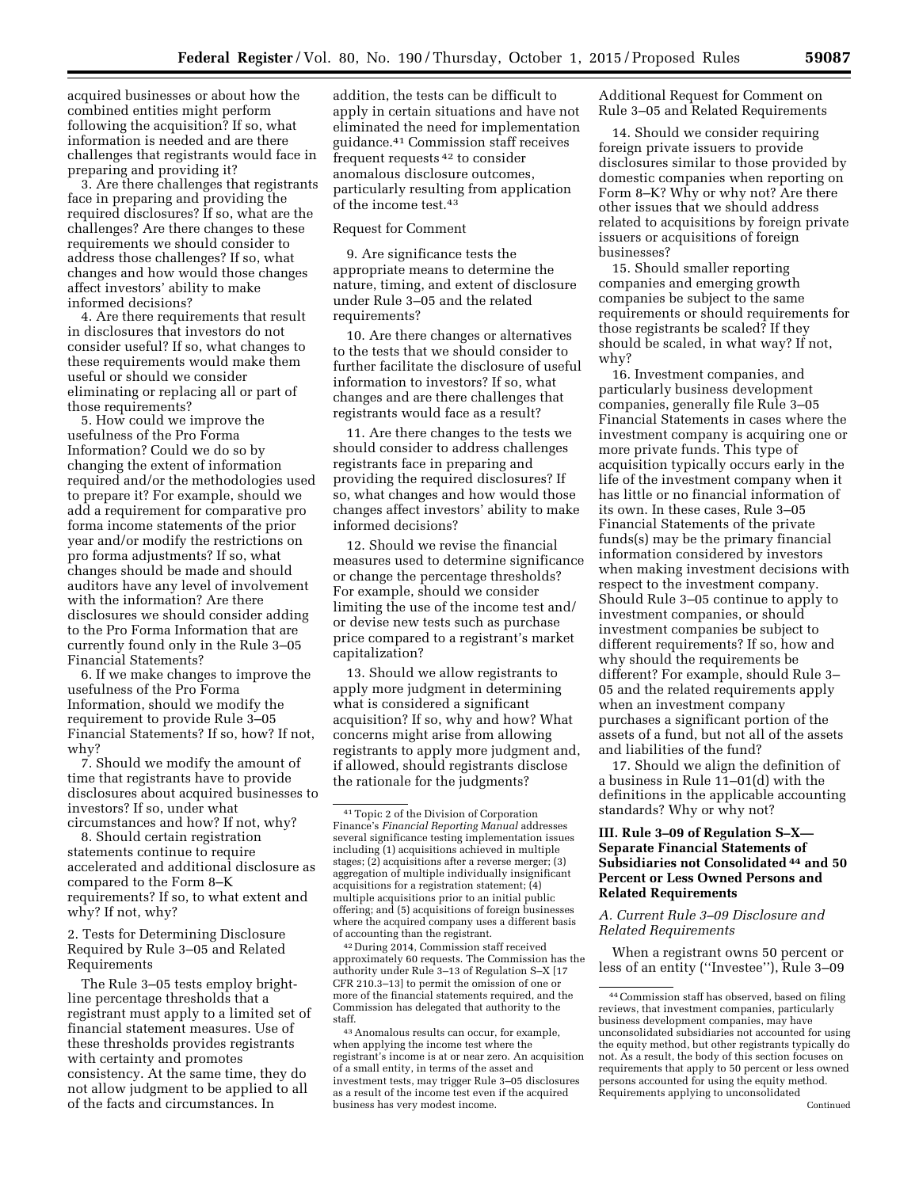acquired businesses or about how the combined entities might perform following the acquisition? If so, what information is needed and are there challenges that registrants would face in preparing and providing it?

3. Are there challenges that registrants face in preparing and providing the required disclosures? If so, what are the challenges? Are there changes to these requirements we should consider to address those challenges? If so, what changes and how would those changes affect investors' ability to make informed decisions?

4. Are there requirements that result in disclosures that investors do not consider useful? If so, what changes to these requirements would make them useful or should we consider eliminating or replacing all or part of those requirements?

5. How could we improve the usefulness of the Pro Forma Information? Could we do so by changing the extent of information required and/or the methodologies used to prepare it? For example, should we add a requirement for comparative pro forma income statements of the prior year and/or modify the restrictions on pro forma adjustments? If so, what changes should be made and should auditors have any level of involvement with the information? Are there disclosures we should consider adding to the Pro Forma Information that are currently found only in the Rule 3–05 Financial Statements?

6. If we make changes to improve the usefulness of the Pro Forma Information, should we modify the requirement to provide Rule 3–05 Financial Statements? If so, how? If not, why?

7. Should we modify the amount of time that registrants have to provide disclosures about acquired businesses to investors? If so, under what circumstances and how? If not, why?

8. Should certain registration statements continue to require accelerated and additional disclosure as compared to the Form 8–K requirements? If so, to what extent and why? If not, why?

2. Tests for Determining Disclosure Required by Rule 3–05 and Related Requirements

The Rule 3–05 tests employ bright-line percentage thresholds that a registrant must apply to a limited set of financial statement measures. Use of these thresholds provides registrants with certainty and promotes consistency. At the same time, they do not allow judgment to be applied to all of the facts and circumstances. In addition, the tests can be difficult to apply in certain situations and have not eliminated the need for implementation guidance.[41] Commission staff receives frequent requests[42] to consider anomalous disclosure outcomes, particularly resulting from application of the income test.[43]

Request for Comment

9. Are significance tests the appropriate means to determine the nature, timing, and extent of disclosure under Rule 3–05 and the related requirements?

10. Are there changes or alternatives to the tests that we should consider to further facilitate the disclosure of useful information to investors? If so, what changes and are there challenges that registrants would face as a result?

11. Are there changes to the tests we should consider to address challenges registrants face in preparing and providing the required disclosures? If so, what changes and how would those changes affect investors' ability to make informed decisions?

12. Should we revise the financial measures used to determine significance or change the percentage thresholds? For example, should we consider limiting the use of the income test and/or devise new tests such as purchase price compared to a registrant's market capitalization?

13. Should we allow registrants to apply more judgment in determining what is considered a significant acquisition? If so, why and how? What concerns might arise from allowing registrants to apply more judgment and, if allowed, should registrants disclose the rationale for the judgments?

[41] Topic 2 of the Division of Corporation Finance's *Financial Reporting Manual* addresses several significance testing implementation issues including (1) acquisitions achieved in multiple stages; (2) acquisitions after a reverse merger; (3) aggregation of multiple individually insignificant acquisitions for a registration statement; (4) multiple acquisitions prior to an initial public offering; and (5) acquisitions of foreign businesses where the acquired company uses a different basis of accounting than the registrant.

[42] During 2014, Commission staff received approximately 60 requests. The Commission has the authority under Rule 3–13 of Regulation S–X [17 CFR 210.3–13] to permit the omission of one or more of the financial statements required, and the Commission has delegated that authority to the staff.

[43] Anomalous results can occur, for example, when applying the income test where the registrant's income is at or near zero. An acquisition of a small entity, in terms of the asset and investment tests, may trigger Rule 3–05 disclosures as a result of the income test even if the acquired business has very modest income.

Additional Request for Comment on Rule 3–05 and Related Requirements

14. Should we consider requiring foreign private issuers to provide disclosures similar to those provided by domestic companies when reporting on Form 8–K? Why or why not? Are there other issues that we should address related to acquisitions by foreign private issuers or acquisitions of foreign businesses?

15. Should smaller reporting companies and emerging growth companies be subject to the same requirements or should requirements for those registrants be scaled? If they should be scaled, in what way? If not, why?

16. Investment companies, and particularly business development companies, generally file Rule 3–05 Financial Statements in cases where the investment company is acquiring one or more private funds. This type of acquisition typically occurs early in the life of the investment company when it has little or no financial information of its own. In these cases, Rule 3–05 Financial Statements of the private funds(s) may be the primary financial information considered by investors when making investment decisions with respect to the investment company. Should Rule 3–05 continue to apply to investment companies, or should investment companies be subject to different requirements? If so, how and why should the requirements be different? For example, should Rule 3–05 and the related requirements apply when an investment company purchases a significant portion of the assets of a fund, but not all of the assets and liabilities of the fund?

17. Should we align the definition of a business in Rule 11–01(d) with the definitions in the applicable accounting standards? Why or why not?

## III. Rule 3–09 of Regulation S–X—Separate Financial Statements of Subsidiaries not Consolidated[44] and 50 Percent or Less Owned Persons and Related Requirements

### *A. Current Rule 3–09 Disclosure and Related Requirements*

When a registrant owns 50 percent or less of an entity ("Investee"), Rule 3–09

[44] Commission staff has observed, based on filing reviews, that investment companies, particularly business development companies, may have unconsolidated subsidiaries not accounted for using the equity method, but other registrants typically do not. As a result, the body of this section focuses on requirements that apply to 50 percent or less owned persons accounted for using the equity method. Requirements applying to unconsolidated

Continued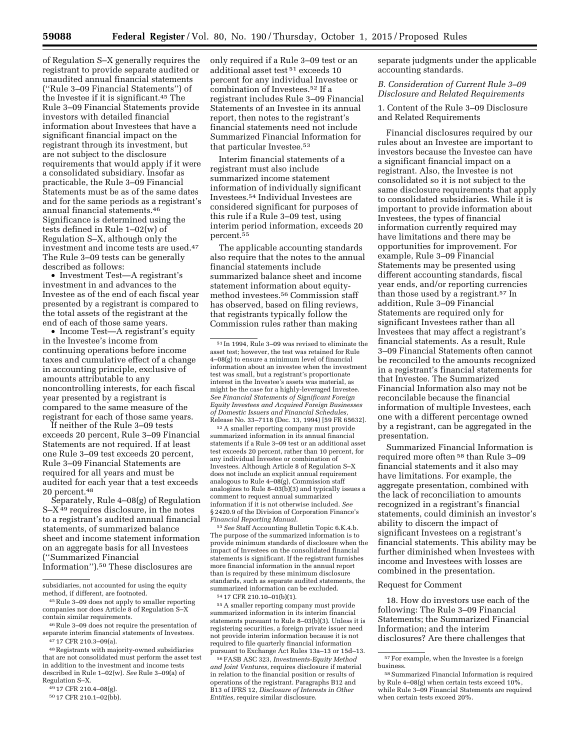of Regulation S–X generally requires the registrant to provide separate audited or unaudited annual financial statements (''Rule 3–09 Financial Statements'') of the Investee if it is significant.[45] The Rule 3–09 Financial Statements provide investors with detailed financial information about Investees that have a significant financial impact on the registrant through its investment, but are not subject to the disclosure requirements that would apply if it were a consolidated subsidiary. Insofar as practicable, the Rule 3–09 Financial Statements must be as of the same dates and for the same periods as a registrant's annual financial statements.[46] Significance is determined using the tests defined in Rule 1–02(w) of Regulation S–X, although only the investment and income tests are used.[47] The Rule 3–09 tests can be generally described as follows:

- Investment Test—A registrant's investment in and advances to the Investee as of the end of each fiscal year presented by a registrant is compared to the total assets of the registrant at the end of each of those same years.
- Income Test—A registrant's equity in the Investee's income from continuing operations before income taxes and cumulative effect of a change in accounting principle, exclusive of amounts attributable to any noncontrolling interests, for each fiscal year presented by a registrant is compared to the same measure of the registrant for each of those same years.

If neither of the Rule 3–09 tests exceeds 20 percent, Rule 3–09 Financial Statements are not required. If at least one Rule 3–09 test exceeds 20 percent, Rule 3–09 Financial Statements are required for all years and must be audited for each year that a test exceeds 20 percent.[48]

Separately, Rule 4–08(g) of Regulation S–X[49] requires disclosure, in the notes to a registrant's audited annual financial statements, of summarized balance sheet and income statement information on an aggregate basis for all Investees (''Summarized Financial Information'').[50] These disclosures are only required if a Rule 3–09 test or an additional asset test[51] exceeds 10 percent for any individual Investee or combination of Investees.[52] If a registrant includes Rule 3–09 Financial Statements of an Investee in its annual report, then notes to the registrant's financial statements need not include Summarized Financial Information for that particular Investee.[53]

Interim financial statements of a registrant must also include summarized income statement information of individually significant Investees.[54] Individual Investees are considered significant for purposes of this rule if a Rule 3–09 test, using interim period information, exceeds 20 percent.[55]

The applicable accounting standards also require that the notes to the annual financial statements include summarized balance sheet and income statement information about equity-method investees.[56] Commission staff has observed, based on filing reviews, that registrants typically follow the Commission rules rather than making separate judgments under the applicable accounting standards.

### B. Consideration of Current Rule 3–09 Disclosure and Related Requirements

#### 1. Content of the Rule 3–09 Disclosure and Related Requirements

Financial disclosures required by our rules about an Investee are important to investors because the Investee can have a significant financial impact on a registrant. Also, the Investee is not consolidated so it is not subject to the same disclosure requirements that apply to consolidated subsidiaries. While it is important to provide information about Investees, the types of financial information currently required may have limitations and there may be opportunities for improvement. For example, Rule 3–09 Financial Statements may be presented using different accounting standards, fiscal year ends, and/or reporting currencies than those used by a registrant.[57] In addition, Rule 3–09 Financial Statements are required only for significant Investees rather than all Investees that may affect a registrant's financial statements. As a result, Rule 3–09 Financial Statements often cannot be reconciled to the amounts recognized in a registrant's financial statements for that Investee. The Summarized Financial Information also may not be reconcilable because the financial information of multiple Investees, each one with a different percentage owned by a registrant, can be aggregated in the presentation.

Summarized Financial Information is required more often[58] than Rule 3–09 financial statements and it also may have limitations. For example, the aggregate presentation, combined with the lack of reconciliation to amounts recognized in a registrant's financial statements, could diminish an investor's ability to discern the impact of significant Investees on a registrant's financial statements. This ability may be further diminished when Investees with income and Investees with losses are combined in the presentation.

Request for Comment

18. How do investors use each of the following: The Rule 3–09 Financial Statements; the Summarized Financial Information; and the interim disclosures? Are there challenges that

---

subsidiaries, not accounted for using the equity method, if different, are footnoted.

[45] Rule 3–09 does not apply to smaller reporting companies nor does Article 8 of Regulation S–X contain similar requirements.

[46] Rule 3–09 does not require the presentation of separate interim financial statements of Investees.

[47] 17 CFR 210.3–09(a).

[48] Registrants with majority-owned subsidiaries that are not consolidated must perform the asset test in addition to the investment and income tests described in Rule 1–02(w). *See* Rule 3–09(a) of Regulation S–X.

[49] 17 CFR 210.4–08(g).

[50] 17 CFR 210.1–02(bb).

[51] In 1994, Rule 3–09 was revised to eliminate the asset test; however, the test was retained for Rule 4–08(g) to ensure a minimum level of financial information about an investee when the investment test was small, but a registrant's proportionate interest in the Investee's assets was material, as might be the case for a highly-leveraged Investee. *See Financial Statements of Significant Foreign Equity Investees and Acquired Foreign Businesses of Domestic Issuers and Financial Schedules,* Release No. 33–7118 (Dec. 13, 1994) [59 FR 65632].

[52] A smaller reporting company must provide summarized information in its annual financial statements if a Rule 3–09 test or an additional asset test exceeds 20 percent, rather than 10 percent, for any individual Investee or combination of Investees. Although Article 8 of Regulation S–X does not include an explicit annual requirement analogous to Rule 4–08(g), Commission staff analogizes to Rule 8–03(b)(3) and typically issues a comment to request annual summarized information if it is not otherwise included. *See* § 2420.9 of the Division of Corporation Finance's *Financial Reporting Manual.*

[53] *See* Staff Accounting Bulletin Topic 6.K.4.b. The purpose of the summarized information is to provide minimum standards of disclosure when the impact of Investees on the consolidated financial statements is significant. If the registrant furnishes more financial information in the annual report than is required by these minimum disclosure standards, such as separate audited statements, the summarized information can be excluded.

[54] 17 CFR 210.10–01(b)(1).

[55] A smaller reporting company must provide summarized information in its interim financial statements pursuant to Rule 8–03(b)(3). Unless it is registering securities, a foreign private issuer need not provide interim information because it is not required to file quarterly financial information pursuant to Exchange Act Rules 13a–13 or 15d–13.

[56] FASB ASC 323, *Investments-Equity Method and Joint Ventures,* requires disclosure if material in relation to the financial position or results of operations of the registrant. Paragraphs B12 and B13 of IFRS 12, *Disclosure of Interests in Other Entities,* require similar disclosure.

[57] For example, when the Investee is a foreign business.

[58] Summarized Financial Information is required by Rule 4–08(g) when certain tests exceed 10%, while Rule 3–09 Financial Statements are required when certain tests exceed 20%.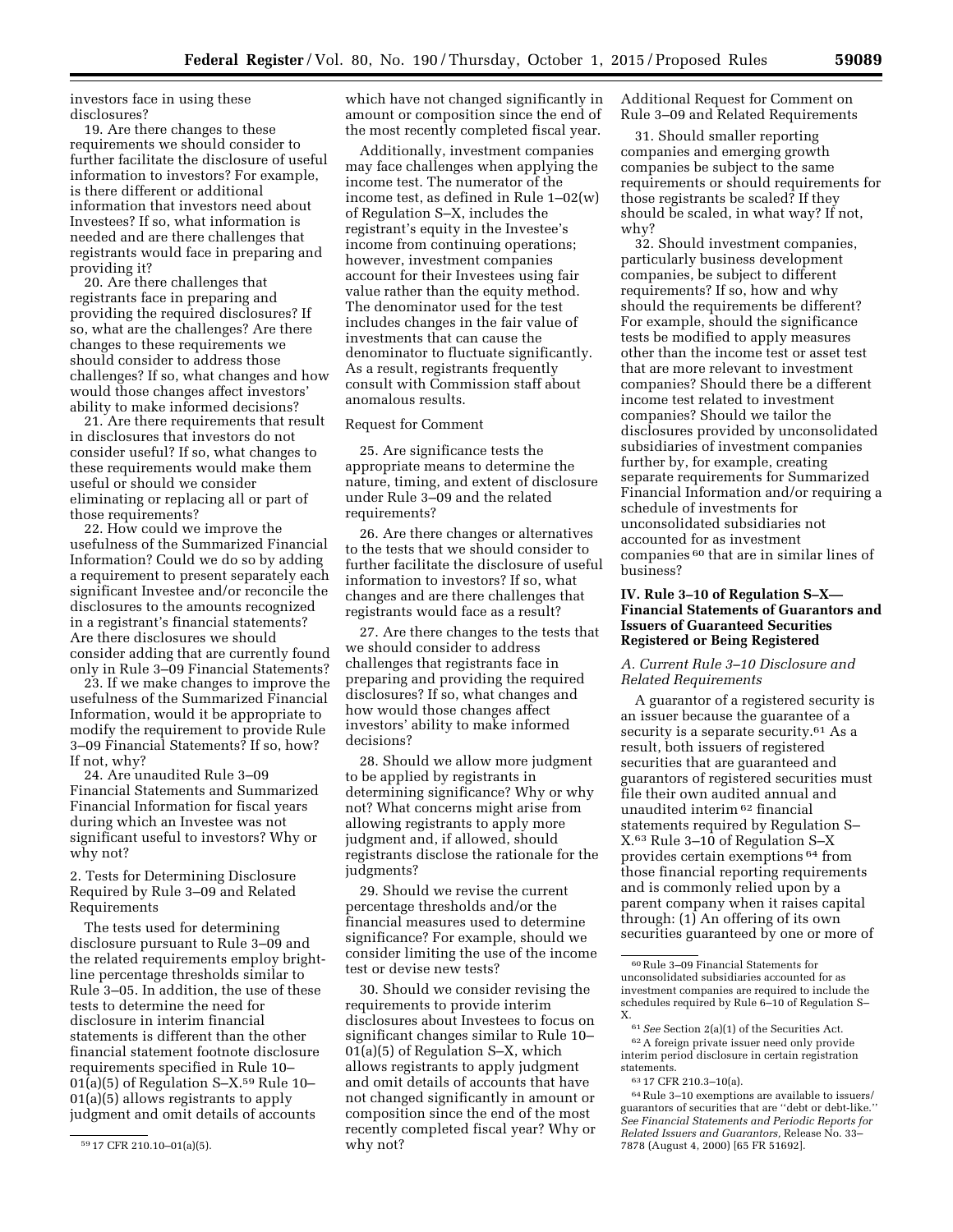investors face in using these disclosures?

19. Are there changes to these requirements we should consider to further facilitate the disclosure of useful information to investors? For example, is there different or additional information that investors need about Investees? If so, what information is needed and are there challenges that registrants would face in preparing and providing it?

20. Are there challenges that registrants face in preparing and providing the required disclosures? If so, what are the challenges? Are there changes to these requirements we should consider to address those challenges? If so, what changes and how would those changes affect investors' ability to make informed decisions?

21. Are there requirements that result in disclosures that investors do not consider useful? If so, what changes to these requirements would make them useful or should we consider eliminating or replacing all or part of those requirements?

22. How could we improve the usefulness of the Summarized Financial Information? Could we do so by adding a requirement to present separately each significant Investee and/or reconcile the disclosures to the amounts recognized in a registrant's financial statements? Are there disclosures we should consider adding that are currently found only in Rule 3–09 Financial Statements?

23. If we make changes to improve the usefulness of the Summarized Financial Information, would it be appropriate to modify the requirement to provide Rule 3–09 Financial Statements? If so, how? If not, why?

24. Are unaudited Rule 3–09 Financial Statements and Summarized Financial Information for fiscal years during which an Investee was not significant useful to investors? Why or why not?

2. Tests for Determining Disclosure Required by Rule 3–09 and Related Requirements

The tests used for determining disclosure pursuant to Rule 3–09 and the related requirements employ bright-line percentage thresholds similar to Rule 3–05. In addition, the use of these tests to determine the need for disclosure in interim financial statements is different than the other financial statement footnote disclosure requirements specified in Rule 10–01(a)(5) of Regulation S–X.[59] Rule 10–01(a)(5) allows registrants to apply judgment and omit details of accounts which have not changed significantly in amount or composition since the end of the most recently completed fiscal year.

Additionally, investment companies may face challenges when applying the income test. The numerator of the income test, as defined in Rule 1–02(w) of Regulation S–X, includes the registrant's equity in the Investee's income from continuing operations; however, investment companies account for their Investees using fair value rather than the equity method. The denominator used for the test includes changes in the fair value of investments that can cause the denominator to fluctuate significantly. As a result, registrants frequently consult with Commission staff about anomalous results.

Request for Comment

25. Are significance tests the appropriate means to determine the nature, timing, and extent of disclosure under Rule 3–09 and the related requirements?

26. Are there changes or alternatives to the tests that we should consider to further facilitate the disclosure of useful information to investors? If so, what changes and are there challenges that registrants would face as a result?

27. Are there changes to the tests that we should consider to address challenges that registrants face in preparing and providing the required disclosures? If so, what changes and how would those changes affect investors' ability to make informed decisions?

28. Should we allow more judgment to be applied by registrants in determining significance? Why or why not? What concerns might arise from allowing registrants to apply more judgment and, if allowed, should registrants disclose the rationale for the judgments?

29. Should we revise the current percentage thresholds and/or the financial measures used to determine significance? For example, should we consider limiting the use of the income test or devise new tests?

30. Should we consider revising the requirements to provide interim disclosures about Investees to focus on significant changes similar to Rule 10–01(a)(5) of Regulation S–X, which allows registrants to apply judgment and omit details of accounts that have not changed significantly in amount or composition since the end of the most recently completed fiscal year? Why or why not?

Additional Request for Comment on Rule 3–09 and Related Requirements

31. Should smaller reporting companies and emerging growth companies be subject to the same requirements or should requirements for those registrants be scaled? If they should be scaled, in what way? If not, why?

32. Should investment companies, particularly business development companies, be subject to different requirements? If so, how and why should the requirements be different? For example, should the significance tests be modified to apply measures other than the income test or asset test that are more relevant to investment companies? Should there be a different income test related to investment companies? Should we tailor the disclosures provided by unconsolidated subsidiaries of investment companies further by, for example, creating separate requirements for Summarized Financial Information and/or requiring a schedule of investments for unconsolidated subsidiaries not accounted for as investment companies[60] that are in similar lines of business?

## IV. Rule 3–10 of Regulation S–X—Financial Statements of Guarantors and Issuers of Guaranteed Securities Registered or Being Registered

### *A. Current Rule 3–10 Disclosure and Related Requirements*

A guarantor of a registered security is an issuer because the guarantee of a security is a separate security.[61] As a result, both issuers of registered securities that are guaranteed and guarantors of registered securities must file their own audited annual and unaudited interim[62] financial statements required by Regulation S–X.[63] Rule 3–10 of Regulation S–X provides certain exemptions[64] from those financial reporting requirements and is commonly relied upon by a parent company when it raises capital through: (1) An offering of its own securities guaranteed by one or more of

---

[59] 17 CFR 210.10–01(a)(5).

[60] Rule 3–09 Financial Statements for unconsolidated subsidiaries accounted for as investment companies are required to include the schedules required by Rule 6–10 of Regulation S–X.

[61] *See* Section 2(a)(1) of the Securities Act.

[62] A foreign private issuer need only provide interim period disclosure in certain registration statements.

[63] 17 CFR 210.3–10(a).

[64] Rule 3–10 exemptions are available to issuers/guarantors of securities that are "debt or debt-like." *See Financial Statements and Periodic Reports for Related Issuers and Guarantors,* Release No. 33–7878 (August 4, 2000) [65 FR 51692].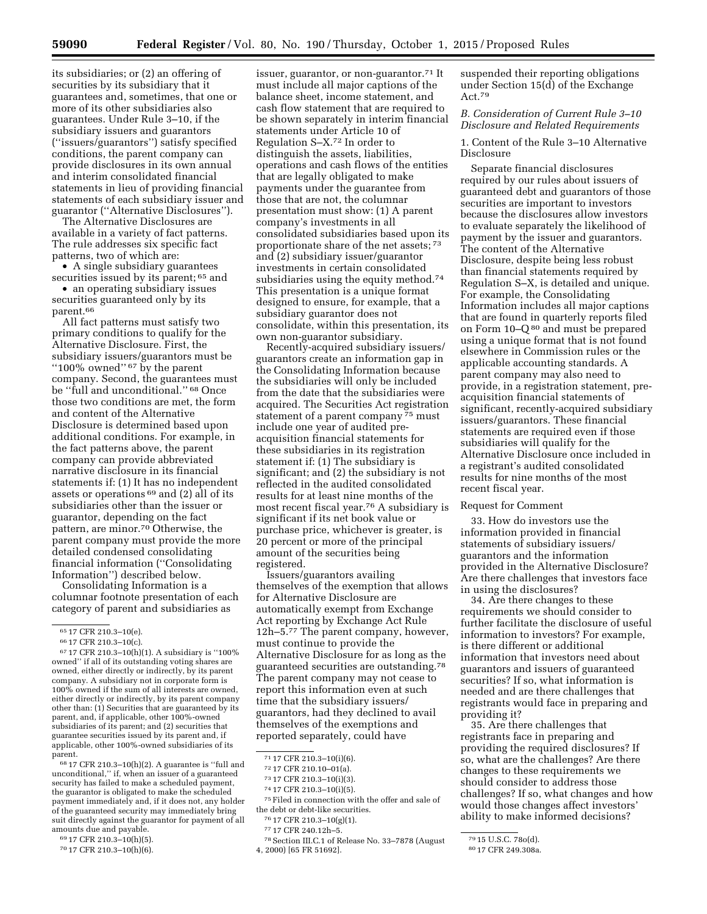its subsidiaries; or (2) an offering of securities by its subsidiary that it guarantees and, sometimes, that one or more of its other subsidiaries also guarantees. Under Rule 3–10, if the subsidiary issuers and guarantors (''issuers/guarantors'') satisfy specified conditions, the parent company can provide disclosures in its own annual and interim consolidated financial statements in lieu of providing financial statements of each subsidiary issuer and guarantor (''Alternative Disclosures'').

The Alternative Disclosures are available in a variety of fact patterns. The rule addresses six specific fact patterns, two of which are:

- A single subsidiary guarantees securities issued by its parent; [65] and
- an operating subsidiary issues securities guaranteed only by its parent.[66]

All fact patterns must satisfy two primary conditions to qualify for the Alternative Disclosure. First, the subsidiary issuers/guarantors must be ''100% owned'' [67] by the parent company. Second, the guarantees must be ''full and unconditional.'' [68] Once those two conditions are met, the form and content of the Alternative Disclosure is determined based upon additional conditions. For example, in the fact patterns above, the parent company can provide abbreviated narrative disclosure in its financial statements if: (1) It has no independent assets or operations [69] and (2) all of its subsidiaries other than the issuer or guarantor, depending on the fact pattern, are minor.[70] Otherwise, the parent company must provide the more detailed condensed consolidating financial information (''Consolidating Information'') described below.

Consolidating Information is a columnar footnote presentation of each category of parent and subsidiaries as issuer, guarantor, or non-guarantor.[71] It must include all major captions of the balance sheet, income statement, and cash flow statement that are required to be shown separately in interim financial statements under Article 10 of Regulation S–X.[72] In order to distinguish the assets, liabilities, operations and cash flows of the entities that are legally obligated to make payments under the guarantee from those that are not, the columnar presentation must show: (1) A parent company's investments in all consolidated subsidiaries based upon its proportionate share of the net assets; [73] and (2) subsidiary issuer/guarantor investments in certain consolidated subsidiaries using the equity method.[74] This presentation is a unique format designed to ensure, for example, that a subsidiary guarantor does not consolidate, within this presentation, its own non-guarantor subsidiary.

Recently-acquired subsidiary issuers/guarantors create an information gap in the Consolidating Information because the subsidiaries will only be included from the date that the subsidiaries were acquired. The Securities Act registration statement of a parent company [75] must include one year of audited pre-acquisition financial statements for these subsidiaries in its registration statement if: (1) The subsidiary is significant; and (2) the subsidiary is not reflected in the audited consolidated results for at least nine months of the most recent fiscal year.[76] A subsidiary is significant if its net book value or purchase price, whichever is greater, is 20 percent or more of the principal amount of the securities being registered.

Issuers/guarantors availing themselves of the exemption that allows for Alternative Disclosure are automatically exempt from Exchange Act reporting by Exchange Act Rule 12h–5.[77] The parent company, however, must continue to provide the Alternative Disclosure for as long as the guaranteed securities are outstanding.[78] The parent company may not cease to report this information even at such time that the subsidiary issuers/guarantors, had they declined to avail themselves of the exemptions and reported separately, could have suspended their reporting obligations under Section 15(d) of the Exchange Act.[79]

### B. Consideration of Current Rule 3–10 Disclosure and Related Requirements

#### 1. Content of the Rule 3–10 Alternative Disclosure

Separate financial disclosures required by our rules about issuers of guaranteed debt and guarantors of those securities are important to investors because the disclosures allow investors to evaluate separately the likelihood of payment by the issuer and guarantors. The content of the Alternative Disclosure, despite being less robust than financial statements required by Regulation S–X, is detailed and unique. For example, the Consolidating Information includes all major captions that are found in quarterly reports filed on Form 10–Q [80] and must be prepared using a unique format that is not found elsewhere in Commission rules or the applicable accounting standards. A parent company may also need to provide, in a registration statement, pre-acquisition financial statements of significant, recently-acquired subsidiary issuers/guarantors. These financial statements are required even if those subsidiaries will qualify for the Alternative Disclosure once included in a registrant's audited consolidated results for nine months of the most recent fiscal year.

Request for Comment

33. How do investors use the information provided in financial statements of subsidiary issuers/guarantors and the information provided in the Alternative Disclosure? Are there challenges that investors face in using the disclosures?

34. Are there changes to these requirements we should consider to further facilitate the disclosure of useful information to investors? For example, is there different or additional information that investors need about guarantors and issuers of guaranteed securities? If so, what information is needed and are there challenges that registrants would face in preparing and providing it?

35. Are there challenges that registrants face in preparing and providing the required disclosures? If so, what are the challenges? Are there changes to these requirements we should consider to address those challenges? If so, what changes and how would those changes affect investors' ability to make informed decisions?

---

[65] 17 CFR 210.3–10(e).

[66] 17 CFR 210.3–10(c).

[67] 17 CFR 210.3–10(h)(1). A subsidiary is ''100% owned'' if all of its outstanding voting shares are owned, either directly or indirectly, by its parent company. A subsidiary not in corporate form is 100% owned if the sum of all interests are owned, either directly or indirectly, by its parent company other than: (1) Securities that are guaranteed by its parent, and, if applicable, other 100%-owned subsidiaries of its parent; and (2) securities that guarantee securities issued by its parent and, if applicable, other 100%-owned subsidiaries of its parent.

[68] 17 CFR 210.3–10(h)(2). A guarantee is ''full and unconditional,'' if, when an issuer of a guaranteed security has failed to make a scheduled payment, the guarantor is obligated to make the scheduled payment immediately and, if it does not, any holder of the guaranteed security may immediately bring suit directly against the guarantor for payment of all amounts due and payable.

[69] 17 CFR 210.3–10(h)(5).

[70] 17 CFR 210.3–10(h)(6).

[71] 17 CFR 210.3–10(i)(6).

[72] 17 CFR 210.10–01(a).

[73] 17 CFR 210.3–10(i)(3).

[74] 17 CFR 210.3–10(i)(5).

[75] Filed in connection with the offer and sale of the debt or debt-like securities.

[76] 17 CFR 210.3–10(g)(1).

[77] 17 CFR 240.12h–5.

[78] Section III.C.1 of Release No. 33–7878 (August 4, 2000) [65 FR 51692].

[79] 15 U.S.C. 78o(d).

[80] 17 CFR 249.308a.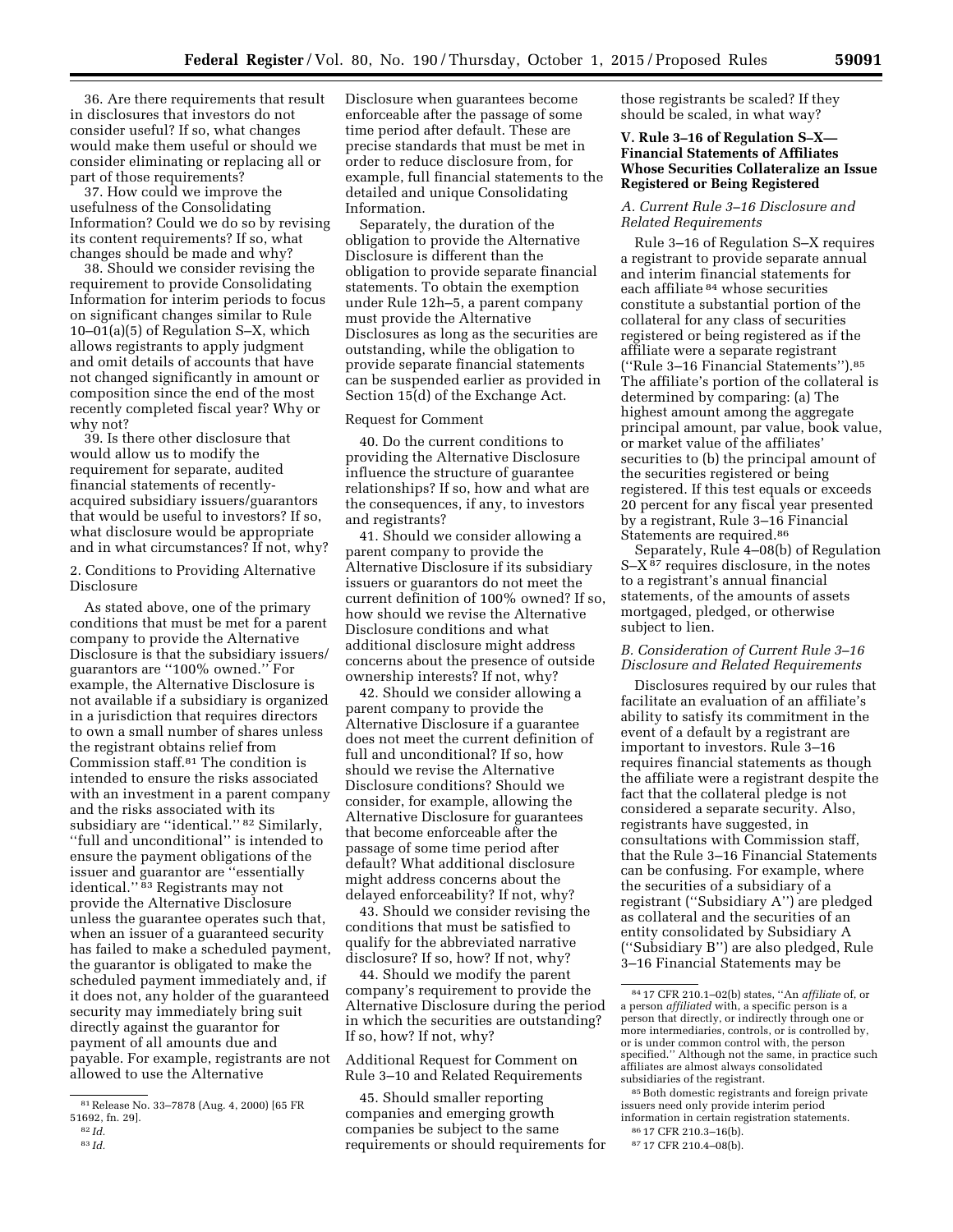36. Are there requirements that result in disclosures that investors do not consider useful? If so, what changes would make them useful or should we consider eliminating or replacing all or part of those requirements?

37. How could we improve the usefulness of the Consolidating Information? Could we do so by revising its content requirements? If so, what changes should be made and why?

38. Should we consider revising the requirement to provide Consolidating Information for interim periods to focus on significant changes similar to Rule 10–01(a)(5) of Regulation S–X, which allows registrants to apply judgment and omit details of accounts that have not changed significantly in amount or composition since the end of the most recently completed fiscal year? Why or why not?

39. Is there other disclosure that would allow us to modify the requirement for separate, audited financial statements of recently-acquired subsidiary issuers/guarantors that would be useful to investors? If so, what disclosure would be appropriate and in what circumstances? If not, why?

2. Conditions to Providing Alternative Disclosure

As stated above, one of the primary conditions that must be met for a parent company to provide the Alternative Disclosure is that the subsidiary issuers/guarantors are "100% owned." For example, the Alternative Disclosure is not available if a subsidiary is organized in a jurisdiction that requires directors to own a small number of shares unless the registrant obtains relief from Commission staff.[81] The condition is intended to ensure the risks associated with an investment in a parent company and the risks associated with its subsidiary are "identical."[82] Similarly, "full and unconditional" is intended to ensure the payment obligations of the issuer and guarantor are "essentially identical."[83] Registrants may not provide the Alternative Disclosure unless the guarantee operates such that, when an issuer of a guaranteed security has failed to make a scheduled payment, the guarantor is obligated to make the scheduled payment immediately and, if it does not, any holder of the guaranteed security may immediately bring suit directly against the guarantor for payment of all amounts due and payable. For example, registrants are not allowed to use the Alternative Disclosure when guarantees become enforceable after the passage of some time period after default. These are precise standards that must be met in order to reduce disclosure from, for example, full financial statements to the detailed and unique Consolidating Information.

Separately, the duration of the obligation to provide the Alternative Disclosure is different than the obligation to provide separate financial statements. To obtain the exemption under Rule 12h–5, a parent company must provide the Alternative Disclosures as long as the securities are outstanding, while the obligation to provide separate financial statements can be suspended earlier as provided in Section 15(d) of the Exchange Act.

Request for Comment

40. Do the current conditions to providing the Alternative Disclosure influence the structure of guarantee relationships? If so, how and what are the consequences, if any, to investors and registrants?

41. Should we consider allowing a parent company to provide the Alternative Disclosure if its subsidiary issuers or guarantors do not meet the current definition of 100% owned? If so, how should we revise the Alternative Disclosure conditions and what additional disclosure might address concerns about the presence of outside ownership interests? If not, why?

42. Should we consider allowing a parent company to provide the Alternative Disclosure if a guarantee does not meet the current definition of full and unconditional? If so, how should we revise the Alternative Disclosure conditions? Should we consider, for example, allowing the Alternative Disclosure for guarantees that become enforceable after the passage of some time period after default? What additional disclosure might address concerns about the delayed enforceability? If not, why?

43. Should we consider revising the conditions that must be satisfied to qualify for the abbreviated narrative disclosure? If so, how? If not, why?

44. Should we modify the parent company's requirement to provide the Alternative Disclosure during the period in which the securities are outstanding? If so, how? If not, why?

Additional Request for Comment on Rule 3–10 and Related Requirements

45. Should smaller reporting companies and emerging growth companies be subject to the same requirements or should requirements for those registrants be scaled? If they should be scaled, in what way?

## V. Rule 3–16 of Regulation S–X—Financial Statements of Affiliates Whose Securities Collateralize an Issue Registered or Being Registered

### A. Current Rule 3–16 Disclosure and Related Requirements

Rule 3–16 of Regulation S–X requires a registrant to provide separate annual and interim financial statements for each affiliate[84] whose securities constitute a substantial portion of the collateral for any class of securities registered or being registered as if the affiliate were a separate registrant ("Rule 3–16 Financial Statements").[85] The affiliate's portion of the collateral is determined by comparing: (a) The highest amount among the aggregate principal amount, par value, book value, or market value of the affiliates' securities to (b) the principal amount of the securities registered or being registered. If this test equals or exceeds 20 percent for any fiscal year presented by a registrant, Rule 3–16 Financial Statements are required.[86]

Separately, Rule 4–08(b) of Regulation S–X[87] requires disclosure, in the notes to a registrant's annual financial statements, of the amounts of assets mortgaged, pledged, or otherwise subject to lien.

### B. Consideration of Current Rule 3–16 Disclosure and Related Requirements

Disclosures required by our rules that facilitate an evaluation of an affiliate's ability to satisfy its commitment in the event of a default by a registrant are important to investors. Rule 3–16 requires financial statements as though the affiliate were a registrant despite the fact that the collateral pledge is not considered a separate security. Also, registrants have suggested, in consultations with Commission staff, that the Rule 3–16 Financial Statements can be confusing. For example, where the securities of a subsidiary of a registrant ("Subsidiary A") are pledged as collateral and the securities of an entity consolidated by Subsidiary A ("Subsidiary B") are also pledged, Rule 3–16 Financial Statements may be

---

[81] Release No. 33–7878 (Aug. 4, 2000) [65 FR 51692, fn. 29].

[82] *Id.*

[83] *Id.*

[84] 17 CFR 210.1–02(b) states, "An *affiliate* of, or a person *affiliated* with, a specific person is a person that directly, or indirectly through one or more intermediaries, controls, or is controlled by, or is under common control with, the person specified." Although not the same, in practice such affiliates are almost always consolidated subsidiaries of the registrant.

[85] Both domestic registrants and foreign private issuers need only provide interim period information in certain registration statements.

[86] 17 CFR 210.3–16(b).

[87] 17 CFR 210.4–08(b).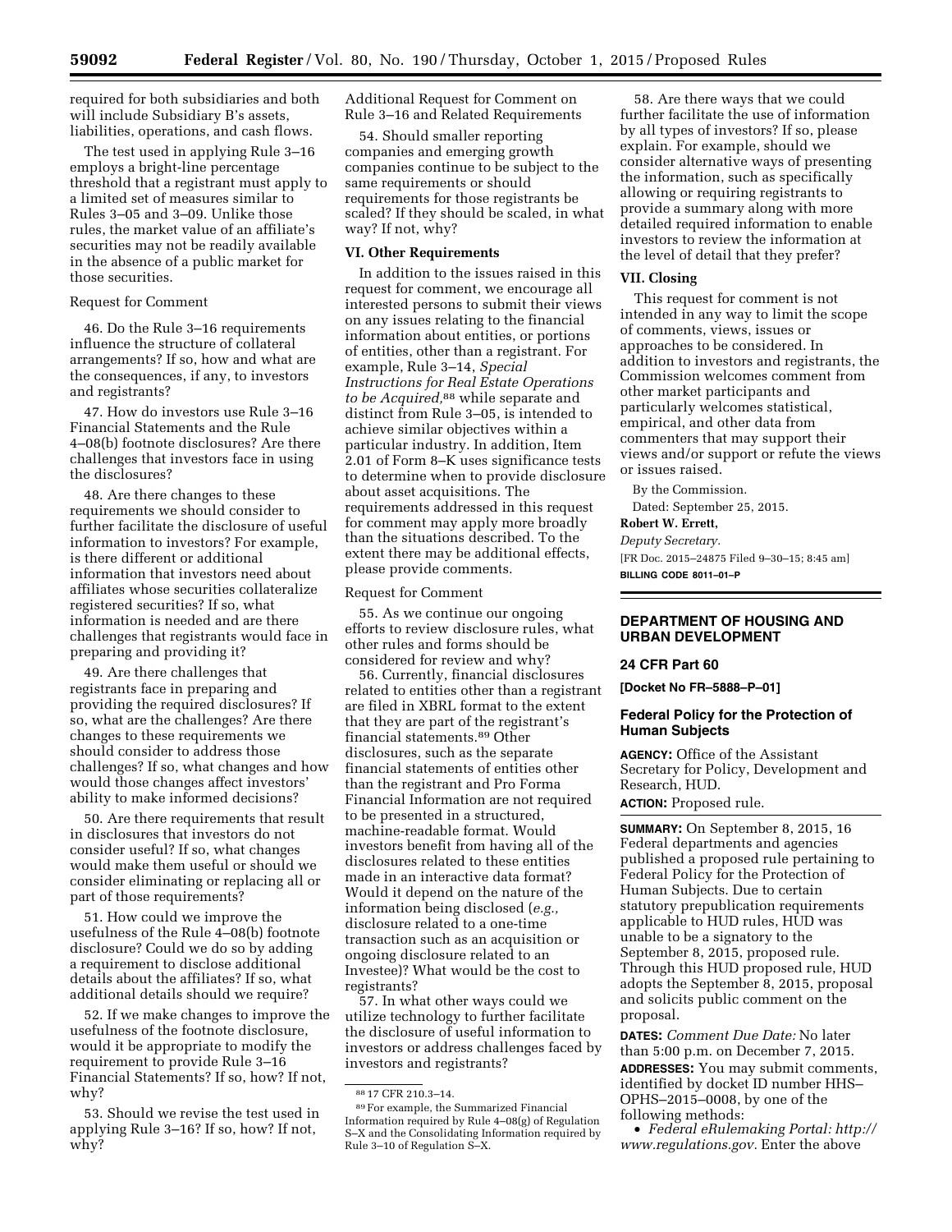required for both subsidiaries and both will include Subsidiary B's assets, liabilities, operations, and cash flows.

The test used in applying Rule 3–16 employs a bright-line percentage threshold that a registrant must apply to a limited set of measures similar to Rules 3–05 and 3–09. Unlike those rules, the market value of an affiliate's securities may not be readily available in the absence of a public market for those securities.

Request for Comment

46. Do the Rule 3–16 requirements influence the structure of collateral arrangements? If so, how and what are the consequences, if any, to investors and registrants?

47. How do investors use Rule 3–16 Financial Statements and the Rule 4–08(b) footnote disclosures? Are there challenges that investors face in using the disclosures?

48. Are there changes to these requirements we should consider to further facilitate the disclosure of useful information to investors? For example, is there different or additional information that investors need about affiliates whose securities collateralize registered securities? If so, what information is needed and are there challenges that registrants would face in preparing and providing it?

49. Are there challenges that registrants face in preparing and providing the required disclosures? If so, what are the challenges? Are there changes to these requirements we should consider to address those challenges? If so, what changes and how would those changes affect investors' ability to make informed decisions?

50. Are there requirements that result in disclosures that investors do not consider useful? If so, what changes would make them useful or should we consider eliminating or replacing all or part of those requirements?

51. How could we improve the usefulness of the Rule 4–08(b) footnote disclosure? Could we do so by adding a requirement to disclose additional details about the affiliates? If so, what additional details should we require?

52. If we make changes to improve the usefulness of the footnote disclosure, would it be appropriate to modify the requirement to provide Rule 3–16 Financial Statements? If so, how? If not, why?

53. Should we revise the test used in applying Rule 3–16? If so, how? If not, why?

Additional Request for Comment on Rule 3–16 and Related Requirements

54. Should smaller reporting companies and emerging growth companies continue to be subject to the same requirements or should requirements for those registrants be scaled? If they should be scaled, in what way? If not, why?

## VI. Other Requirements

In addition to the issues raised in this request for comment, we encourage all interested persons to submit their views on any issues relating to the financial information about entities, or portions of entities, other than a registrant. For example, Rule 3–14, *Special Instructions for Real Estate Operations to be Acquired*,[88] while separate and distinct from Rule 3–05, is intended to achieve similar objectives within a particular industry. In addition, Item 2.01 of Form 8–K uses significance tests to determine when to provide disclosure about asset acquisitions. The requirements addressed in this request for comment may apply more broadly than the situations described. To the extent there may be additional effects, please provide comments.

Request for Comment

55. As we continue our ongoing efforts to review disclosure rules, what other rules and forms should be considered for review and why?

56. Currently, financial disclosures related to entities other than a registrant are filed in XBRL format to the extent that they are part of the registrant's financial statements.[89] Other disclosures, such as the separate financial statements of entities other than the registrant and Pro Forma Financial Information are not required to be presented in a structured, machine-readable format. Would investors benefit from having all of the disclosures related to these entities made in an interactive data format? Would it depend on the nature of the information being disclosed (*e.g.,* disclosure related to a one-time transaction such as an acquisition or ongoing disclosure related to an Investee)? What would be the cost to registrants?

57. In what other ways could we utilize technology to further facilitate the disclosure of useful information to investors or address challenges faced by investors and registrants?

[88] 17 CFR 210.3–14.

[89] For example, the Summarized Financial Information required by Rule 4–08(g) of Regulation S–X and the Consolidating Information required by Rule 3–10 of Regulation S–X.

58. Are there ways that we could further facilitate the use of information by all types of investors? If so, please explain. For example, should we consider alternative ways of presenting the information, such as specifically allowing or requiring registrants to provide a summary along with more detailed required information to enable investors to review the information at the level of detail that they prefer?

## VII. Closing

This request for comment is not intended in any way to limit the scope of comments, views, issues or approaches to be considered. In addition to investors and registrants, the Commission welcomes comment from other market participants and particularly welcomes statistical, empirical, and other data from commenters that may support their views and/or support or refute the views or issues raised.

By the Commission.

Dated: September 25, 2015.

**Robert W. Errett,**

*Deputy Secretary.*

[FR Doc. 2015–24875 Filed 9–30–15; 8:45 am]

**BILLING CODE 8011–01–P**

---

# DEPARTMENT OF HOUSING AND URBAN DEVELOPMENT

## 24 CFR Part 60

**[Docket No FR–5888–P–01]**

## Federal Policy for the Protection of Human Subjects

**AGENCY:** Office of the Assistant Secretary for Policy, Development and Research, HUD.

**ACTION:** Proposed rule.

**SUMMARY:** On September 8, 2015, 16 Federal departments and agencies published a proposed rule pertaining to Federal Policy for the Protection of Human Subjects. Due to certain statutory prepublication requirements applicable to HUD rules, HUD was unable to be a signatory to the September 8, 2015, proposed rule. Through this HUD proposed rule, HUD adopts the September 8, 2015, proposal and solicits public comment on the proposal.

**DATES:** *Comment Due Date:* No later than 5:00 p.m. on December 7, 2015.

**ADDRESSES:** You may submit comments, identified by docket ID number HHS–OPHS–2015–0008, by one of the following methods:

- *Federal eRulemaking Portal: http://www.regulations.gov.* Enter the above